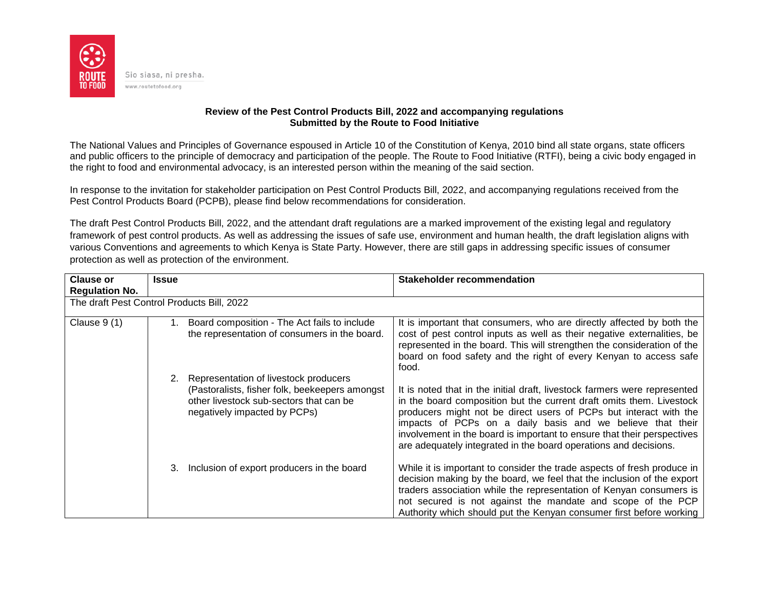Sio siasa, ni presha.
www.routetofood.org

**Review of the Pest Control Products Bill, 2022 and accompanying regulations**
**Submitted by the Route to Food Initiative**

The National Values and Principles of Governance espoused in Article 10 of the Constitution of Kenya, 2010 bind all state organs, state officers and public officers to the principle of democracy and participation of the people. The Route to Food Initiative (RTFI), being a civic body engaged in the right to food and environmental advocacy, is an interested person within the meaning of the said section.

In response to the invitation for stakeholder participation on Pest Control Products Bill, 2022, and accompanying regulations received from the Pest Control Products Board (PCPB), please find below recommendations for consideration.

The draft Pest Control Products Bill, 2022, and the attendant draft regulations are a marked improvement of the existing legal and regulatory framework of pest control products. As well as addressing the issues of safe use, environment and human health, the draft legislation aligns with various Conventions and agreements to which Kenya is State Party. However, there are still gaps in addressing specific issues of consumer protection as well as protection of the environment.

| Clause or Regulation No. | Issue | Stakeholder recommendation |
|---|---|---|
| The draft Pest Control Products Bill, 2022 | | |
| Clause 9 (1) | 1. Board composition - The Act fails to include the representation of consumers in the board. | It is important that consumers, who are directly affected by both the cost of pest control inputs as well as their negative externalities, be represented in the board. This will strengthen the consideration of the board on food safety and the right of every Kenyan to access safe food. |
| | 2. Representation of livestock producers (Pastoralists, fisher folk, beekeepers amongst other livestock sub-sectors that can be negatively impacted by PCPs) | It is noted that in the initial draft, livestock farmers were represented in the board composition but the current draft omits them. Livestock producers might not be direct users of PCPs but interact with the impacts of PCPs on a daily basis and we believe that their involvement in the board is important to ensure that their perspectives are adequately integrated in the board operations and decisions. |
| | 3. Inclusion of export producers in the board | While it is important to consider the trade aspects of fresh produce in decision making by the board, we feel that the inclusion of the export traders association while the representation of Kenyan consumers is not secured is not against the mandate and scope of the PCP Authority which should put the Kenyan consumer first before working |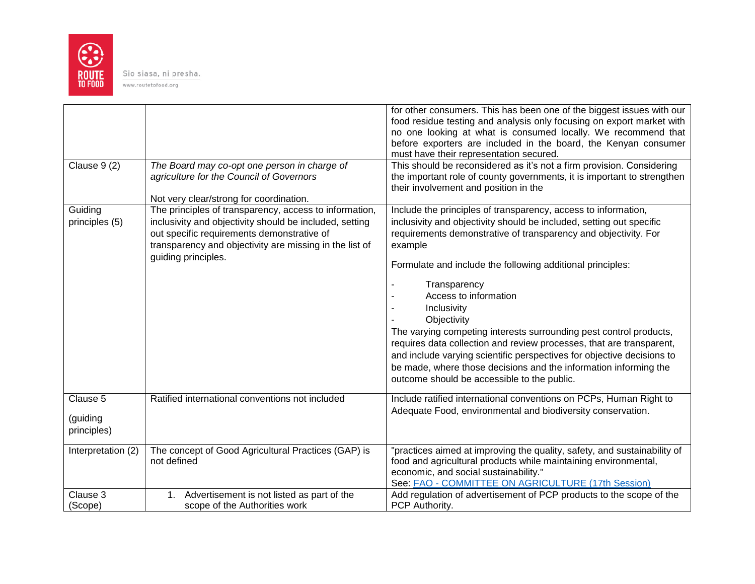| | | |
|---|---|---|
| | | for other consumers. This has been one of the biggest issues with our food residue testing and analysis only focusing on export market with no one looking at what is consumed locally. We recommend that before exporters are included in the board, the Kenyan consumer must have their representation secured. |
| Clause 9 (2) | *The Board may co-opt one person in charge of agriculture for the Council of Governors*<br><br>Not very clear/strong for coordination. | This should be reconsidered as it's not a firm provision. Considering the important role of county governments, it is important to strengthen their involvement and position in the |
| Guiding principles (5) | The principles of transparency, access to information, inclusivity and objectivity should be included, setting out specific requirements demonstrative of transparency and objectivity are missing in the list of guiding principles. | Include the principles of transparency, access to information, inclusivity and objectivity should be included, setting out specific requirements demonstrative of transparency and objectivity. For example<br><br>Formulate and include the following additional principles:<br><br>- Transparency<br>- Access to information<br>- Inclusivity<br>- Objectivity<br><br>The varying competing interests surrounding pest control products, requires data collection and review processes, that are transparent, and include varying scientific perspectives for objective decisions to be made, where those decisions and the information informing the outcome should be accessible to the public. |
| Clause 5<br><br>(guiding principles) | Ratified international conventions not included | Include ratified international conventions on PCPs, Human Right to Adequate Food, environmental and biodiversity conservation. |
| Interpretation (2) | The concept of Good Agricultural Practices (GAP) is not defined | "practices aimed at improving the quality, safety, and sustainability of food and agricultural products while maintaining environmental, economic, and social sustainability."<br>See: FAO - COMMITTEE ON AGRICULTURE (17th Session) |
| Clause 3 (Scope) | 1. Advertisement is not listed as part of the scope of the Authorities work | Add regulation of advertisement of PCP products to the scope of the PCP Authority. |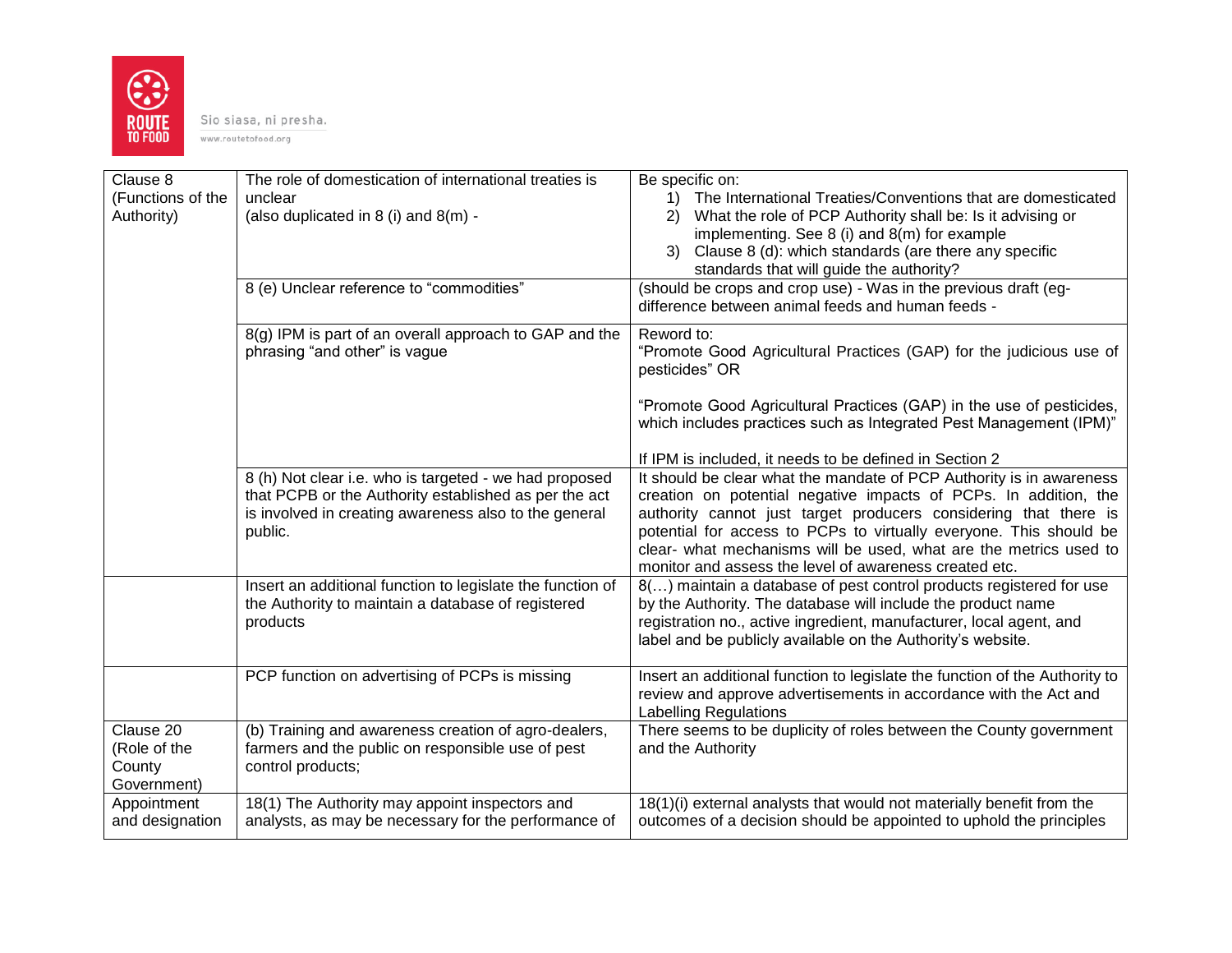| Clause 8 (Functions of the Authority) | The role of domestication of international treaties is unclear (also duplicated in 8 (i) and 8(m) - | Be specific on:<br>1) The International Treaties/Conventions that are domesticated<br>2) What the role of PCP Authority shall be: Is it advising or implementing. See 8 (i) and 8(m) for example<br>3) Clause 8 (d): which standards (are there any specific standards that will guide the authority? |
|---|---|---|
| | 8 (e) Unclear reference to "commodities" | (should be crops and crop use) - Was in the previous draft (eg- difference between animal feeds and human feeds - |
| | 8(g) IPM is part of an overall approach to GAP and the phrasing "and other" is vague | Reword to:<br>"Promote Good Agricultural Practices (GAP) for the judicious use of pesticides" OR<br><br>"Promote Good Agricultural Practices (GAP) in the use of pesticides, which includes practices such as Integrated Pest Management (IPM)"<br><br>If IPM is included, it needs to be defined in Section 2 |
| | 8 (h) Not clear i.e. who is targeted - we had proposed that PCPB or the Authority established as per the act is involved in creating awareness also to the general public. | It should be clear what the mandate of PCP Authority is in awareness creation on potential negative impacts of PCPs. In addition, the authority cannot just target producers considering that there is potential for access to PCPs to virtually everyone. This should be clear- what mechanisms will be used, what are the metrics used to monitor and assess the level of awareness created etc. |
| | Insert an additional function to legislate the function of the Authority to maintain a database of registered products | 8(…) maintain a database of pest control products registered for use by the Authority. The database will include the product name registration no., active ingredient, manufacturer, local agent, and label and be publicly available on the Authority's website. |
| | PCP function on advertising of PCPs is missing | Insert an additional function to legislate the function of the Authority to review and approve advertisements in accordance with the Act and Labelling Regulations |
| Clause 20 (Role of the County Government) | (b) Training and awareness creation of agro-dealers, farmers and the public on responsible use of pest control products; | There seems to be duplicity of roles between the County government and the Authority |
| Appointment and designation | 18(1) The Authority may appoint inspectors and analysts, as may be necessary for the performance of | 18(1)(i) external analysts that would not materially benefit from the outcomes of a decision should be appointed to uphold the principles |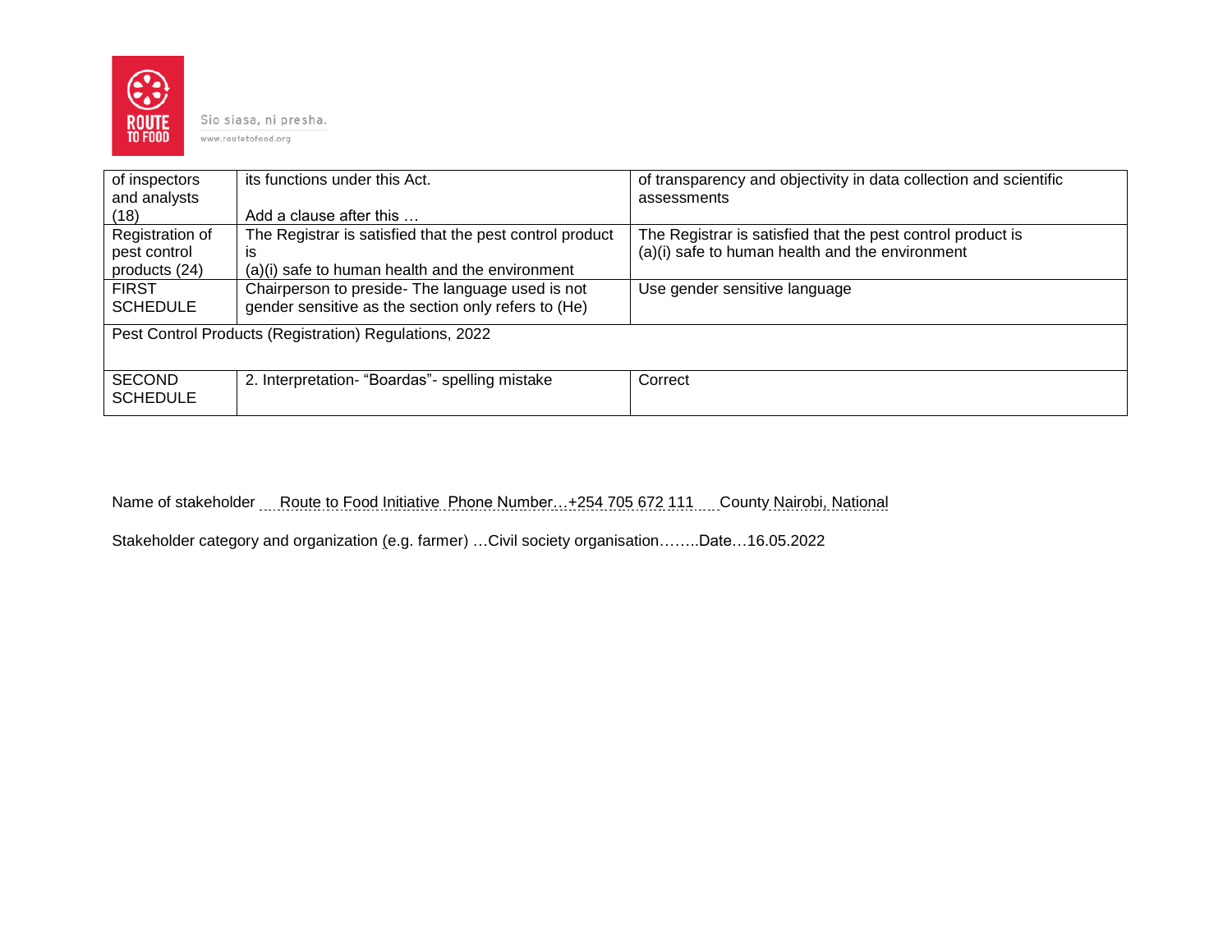| | | |
|---|---|---|
| of inspectors and analysts (18) | its functions under this Act.<br><br>Add a clause after this … | of transparency and objectivity in data collection and scientific assessments |
| Registration of pest control products (24) | The Registrar is satisfied that the pest control product is<br>(a)(i) safe to human health and the environment | The Registrar is satisfied that the pest control product is<br>(a)(i) safe to human health and the environment |
| FIRST SCHEDULE | Chairperson to preside- The language used is not gender sensitive as the section only refers to (He) | Use gender sensitive language |
| Pest Control Products (Registration) Regulations, 2022 | | |
| SECOND SCHEDULE | 2. Interpretation- “Boardas”- spelling mistake | Correct |

Name of stakeholder Route to Food Initiative Phone Number…+254 705 672 111 County Nairobi, National

Stakeholder category and organization (e.g. farmer) …Civil society organisation……..Date…16.05.2022